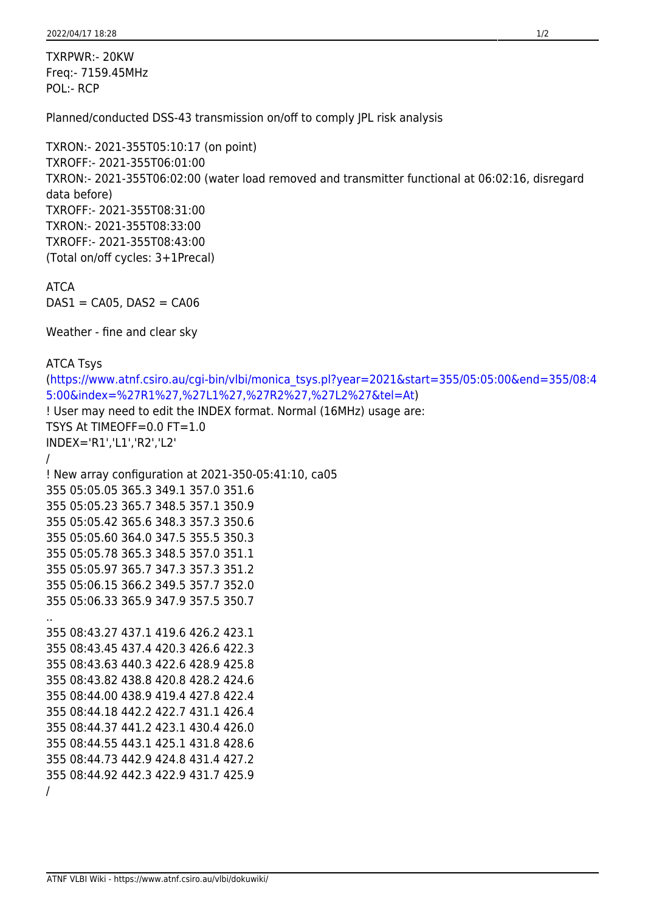TXRPWR:- 20KW
Freq:- 7159.45MHz
POL:- RCP

Planned/conducted DSS-43 transmission on/off to comply JPL risk analysis

TXRON:- 2021-355T05:10:17 (on point)
TXROFF:- 2021-355T06:01:00
TXRON:- 2021-355T06:02:00 (water load removed and transmitter functional at 06:02:16, disregard data before)
TXROFF:- 2021-355T08:31:00
TXRON:- 2021-355T08:33:00
TXROFF:- 2021-355T08:43:00
(Total on/off cycles: 3+1Precal)

ATCA
DAS1 = CA05, DAS2 = CA06

Weather - fine and clear sky

ATCA Tsys
(https://www.atnf.csiro.au/cgi-bin/vlbi/monica_tsys.pl?year=2021&start=355/05:05:00&end=355/08:45:00&index=%27R1%27,%27L1%27,%27R2%27,%27L2%27&tel=At)

```
! User may need to edit the INDEX format. Normal (16MHz) usage are:
TSYS At TIMEOFF=0.0 FT=1.0
INDEX='R1','L1','R2','L2'
/
! New array configuration at 2021-350-05:41:10, ca05
355 05:05.05 365.3 349.1 357.0 351.6
355 05:05.23 365.7 348.5 357.1 350.9
355 05:05.42 365.6 348.3 357.3 350.6
355 05:05.60 364.0 347.5 355.5 350.3
355 05:05.78 365.3 348.5 357.0 351.1
355 05:05.97 365.7 347.3 357.3 351.2
355 05:06.15 366.2 349.5 357.7 352.0
355 05:06.33 365.9 347.9 357.5 350.7
..
355 08:43.27 437.1 419.6 426.2 423.1
355 08:43.45 437.4 420.3 426.6 422.3
355 08:43.63 440.3 422.6 428.9 425.8
355 08:43.82 438.8 420.8 428.2 424.6
355 08:44.00 438.9 419.4 427.8 422.4
355 08:44.18 442.2 422.7 431.1 426.4
355 08:44.37 441.2 423.1 430.4 426.0
355 08:44.55 443.1 425.1 431.8 428.6
355 08:44.73 442.9 424.8 431.4 427.2
355 08:44.92 442.3 422.9 431.7 425.9
/
```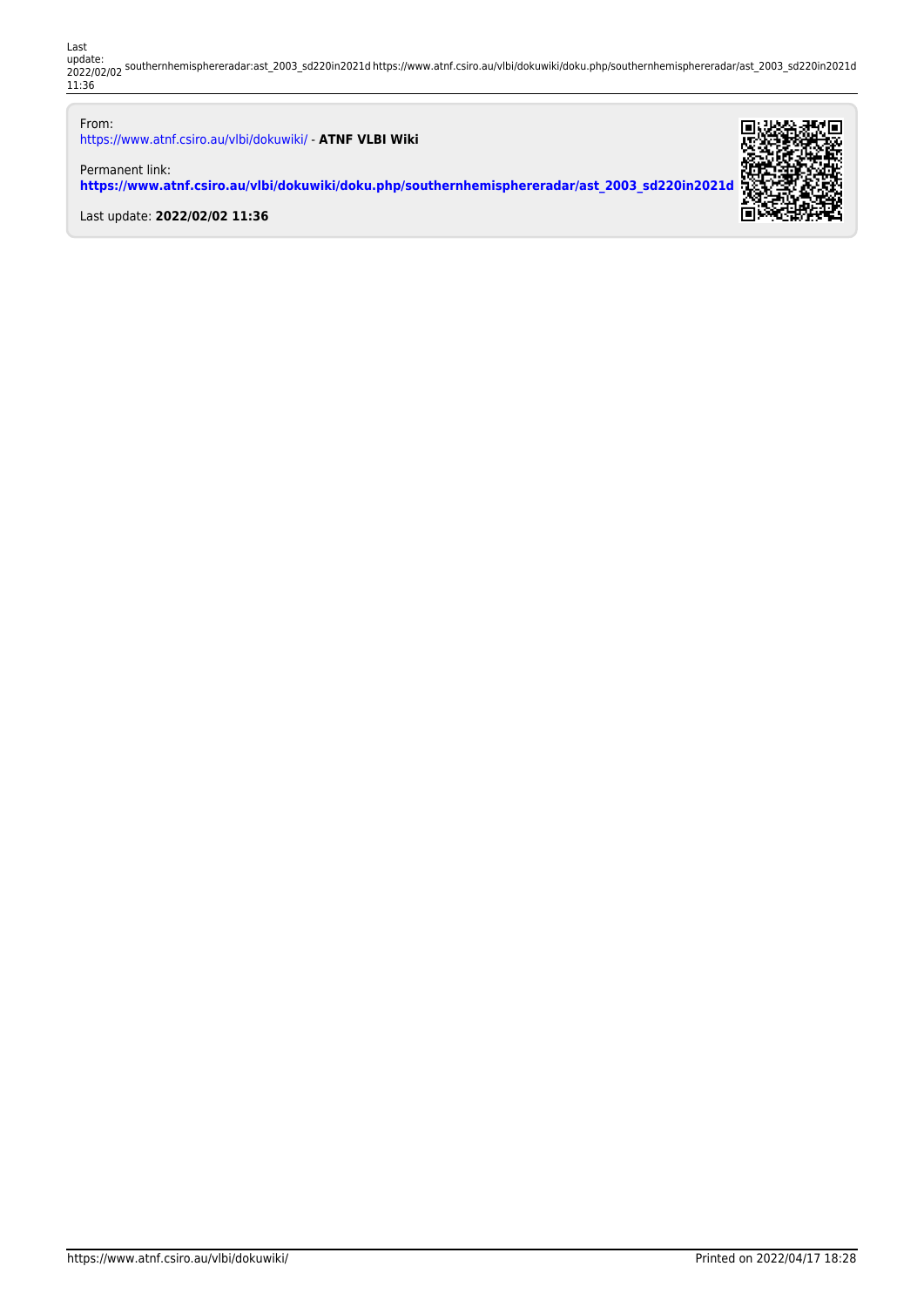From:
https://www.atnf.csiro.au/vlbi/dokuwiki/ - **ATNF VLBI Wiki**

Permanent link:
**https://www.atnf.csiro.au/vlbi/dokuwiki/doku.php/southernhemisphereradar/ast_2003_sd220in2021d**

Last update: **2022/02/02 11:36**